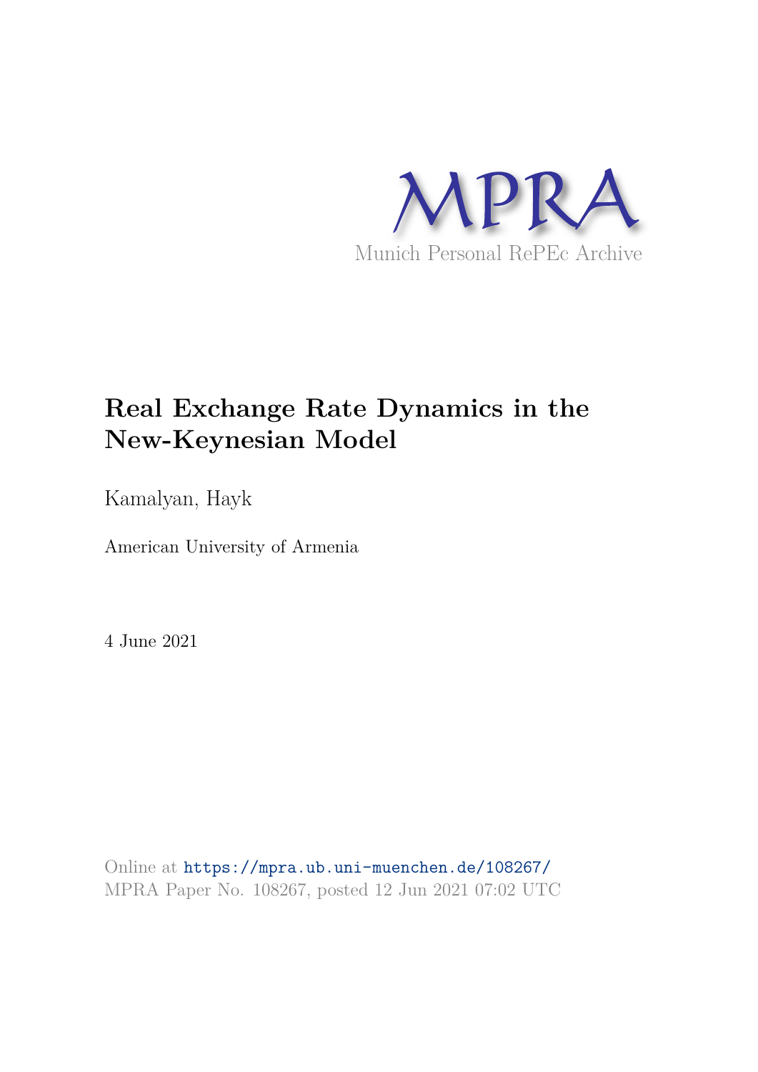MPRA

Munich Personal RePEc Archive

# Real Exchange Rate Dynamics in the New-Keynesian Model

Kamalyan, Hayk

American University of Armenia

4 June 2021

Online at https://mpra.ub.uni-muenchen.de/108267/
MPRA Paper No. 108267, posted 12 Jun 2021 07:02 UTC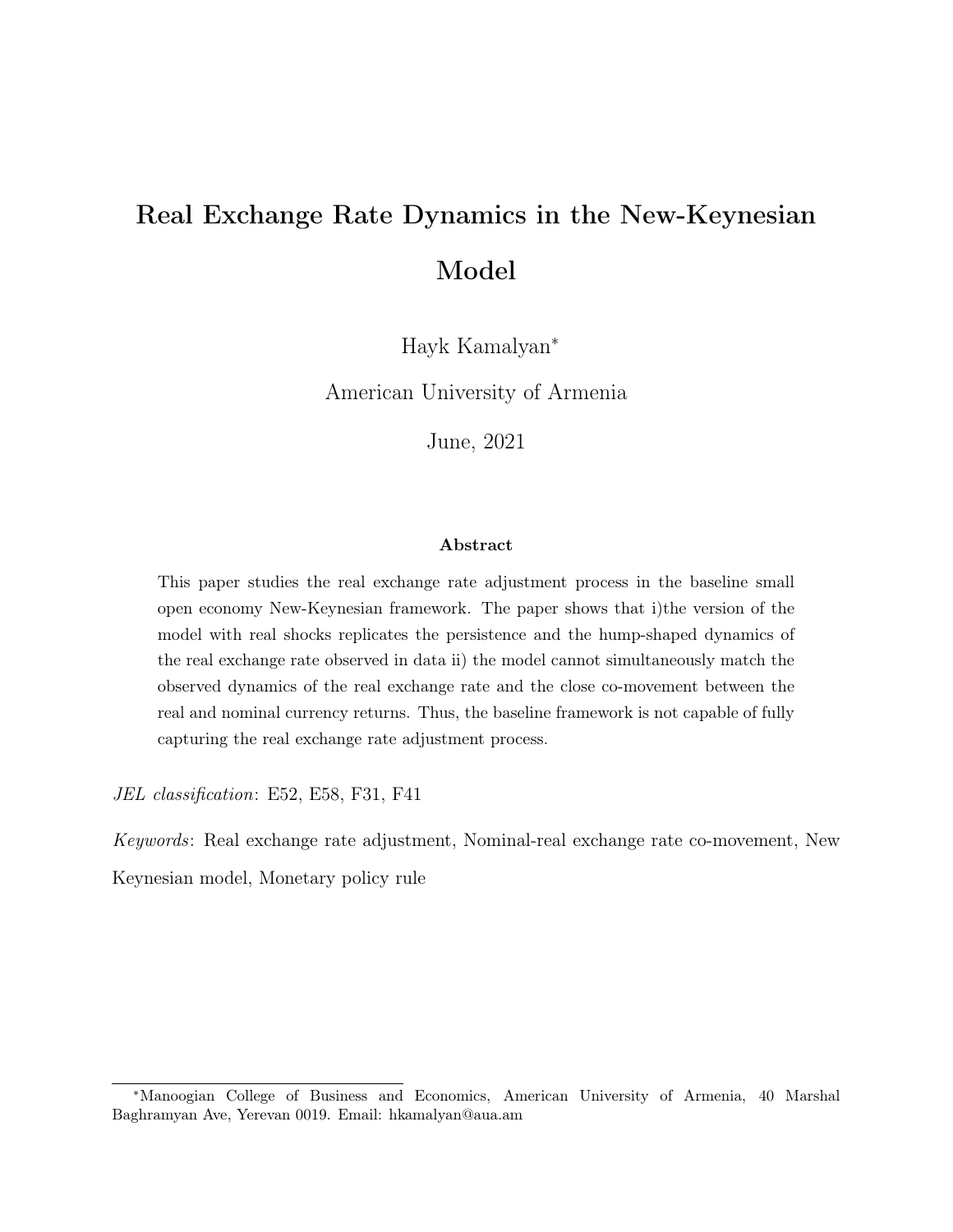# Real Exchange Rate Dynamics in the New-Keynesian Model

Hayk Kamalyan*

American University of Armenia

June, 2021

### Abstract

This paper studies the real exchange rate adjustment process in the baseline small open economy New-Keynesian framework. The paper shows that i)the version of the model with real shocks replicates the persistence and the hump-shaped dynamics of the real exchange rate observed in data ii) the model cannot simultaneously match the observed dynamics of the real exchange rate and the close co-movement between the real and nominal currency returns. Thus, the baseline framework is not capable of fully capturing the real exchange rate adjustment process.

*JEL classification*: E52, E58, F31, F41

*Keywords*: Real exchange rate adjustment, Nominal-real exchange rate co-movement, New Keynesian model, Monetary policy rule

---

*Manoogian College of Business and Economics, American University of Armenia, 40 Marshal Baghramyan Ave, Yerevan 0019. Email: hkamalyan@aua.am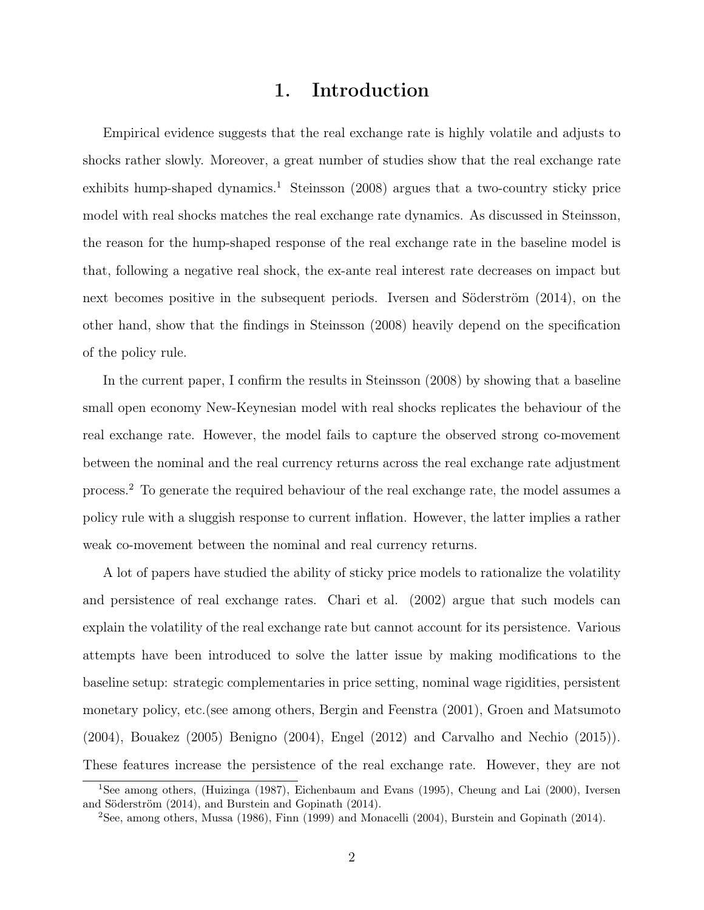# 1. Introduction

Empirical evidence suggests that the real exchange rate is highly volatile and adjusts to shocks rather slowly. Moreover, a great number of studies show that the real exchange rate exhibits hump-shaped dynamics.[1] Steinsson (2008) argues that a two-country sticky price model with real shocks matches the real exchange rate dynamics. As discussed in Steinsson, the reason for the hump-shaped response of the real exchange rate in the baseline model is that, following a negative real shock, the ex-ante real interest rate decreases on impact but next becomes positive in the subsequent periods. Iversen and Söderström (2014), on the other hand, show that the findings in Steinsson (2008) heavily depend on the specification of the policy rule.

In the current paper, I confirm the results in Steinsson (2008) by showing that a baseline small open economy New-Keynesian model with real shocks replicates the behaviour of the real exchange rate. However, the model fails to capture the observed strong co-movement between the nominal and the real currency returns across the real exchange rate adjustment process.[2] To generate the required behaviour of the real exchange rate, the model assumes a policy rule with a sluggish response to current inflation. However, the latter implies a rather weak co-movement between the nominal and real currency returns.

A lot of papers have studied the ability of sticky price models to rationalize the volatility and persistence of real exchange rates. Chari et al. (2002) argue that such models can explain the volatility of the real exchange rate but cannot account for its persistence. Various attempts have been introduced to solve the latter issue by making modifications to the baseline setup: strategic complementaries in price setting, nominal wage rigidities, persistent monetary policy, etc.(see among others, Bergin and Feenstra (2001), Groen and Matsumoto (2004), Bouakez (2005) Benigno (2004), Engel (2012) and Carvalho and Nechio (2015)). These features increase the persistence of the real exchange rate. However, they are not

[1] See among others, (Huizinga (1987), Eichenbaum and Evans (1995), Cheung and Lai (2000), Iversen and Söderström (2014), and Burstein and Gopinath (2014).

[2] See, among others, Mussa (1986), Finn (1999) and Monacelli (2004), Burstein and Gopinath (2014).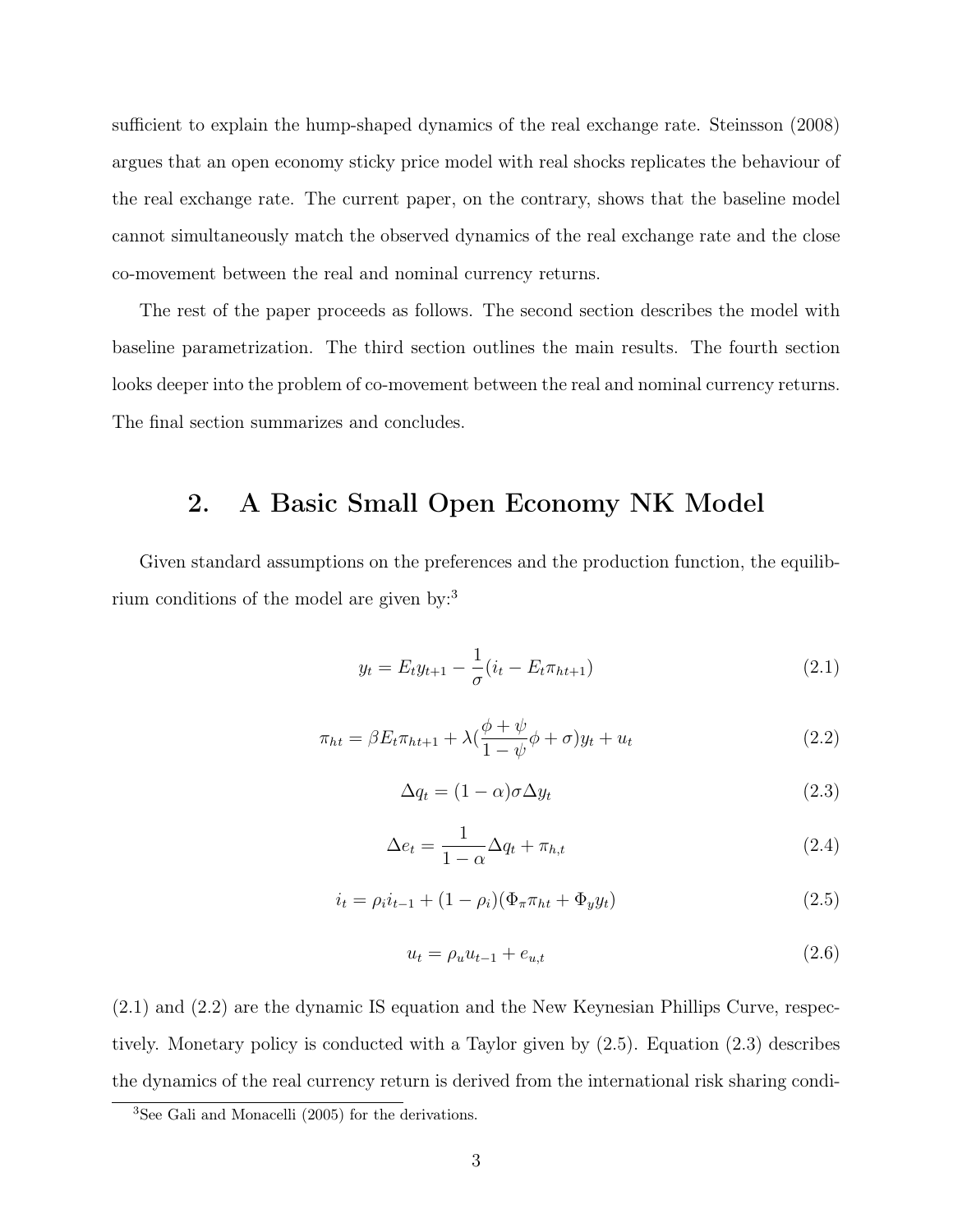sufficient to explain the hump-shaped dynamics of the real exchange rate. Steinsson (2008) argues that an open economy sticky price model with real shocks replicates the behaviour of the real exchange rate. The current paper, on the contrary, shows that the baseline model cannot simultaneously match the observed dynamics of the real exchange rate and the close co-movement between the real and nominal currency returns.

The rest of the paper proceeds as follows. The second section describes the model with baseline parametrization. The third section outlines the main results. The fourth section looks deeper into the problem of co-movement between the real and nominal currency returns. The final section summarizes and concludes.

## 2. A Basic Small Open Economy NK Model

Given standard assumptions on the preferences and the production function, the equilibrium conditions of the model are given by:[3]

$$y_t = E_t y_{t+1} - \frac{1}{\sigma}(i_t - E_t \pi_{ht+1}) \tag{2.1}$$

$$\pi_{ht} = \beta E_t \pi_{ht+1} + \lambda\left(\frac{\phi + \psi}{1 - \psi}\phi + \sigma\right) y_t + u_t \tag{2.2}$$

$$\Delta q_t = (1 - \alpha)\sigma \Delta y_t \tag{2.3}$$

$$\Delta e_t = \frac{1}{1 - \alpha}\Delta q_t + \pi_{h,t} \tag{2.4}$$

$$i_t = \rho_i i_{t-1} + (1 - \rho_i)(\Phi_\pi \pi_{ht} + \Phi_y y_t) \tag{2.5}$$

$$u_t = \rho_u u_{t-1} + e_{u,t} \tag{2.6}$$

(2.1) and (2.2) are the dynamic IS equation and the New Keynesian Phillips Curve, respectively. Monetary policy is conducted with a Taylor given by (2.5). Equation (2.3) describes the dynamics of the real currency return is derived from the international risk sharing condi-

[3] See Gali and Monacelli (2005) for the derivations.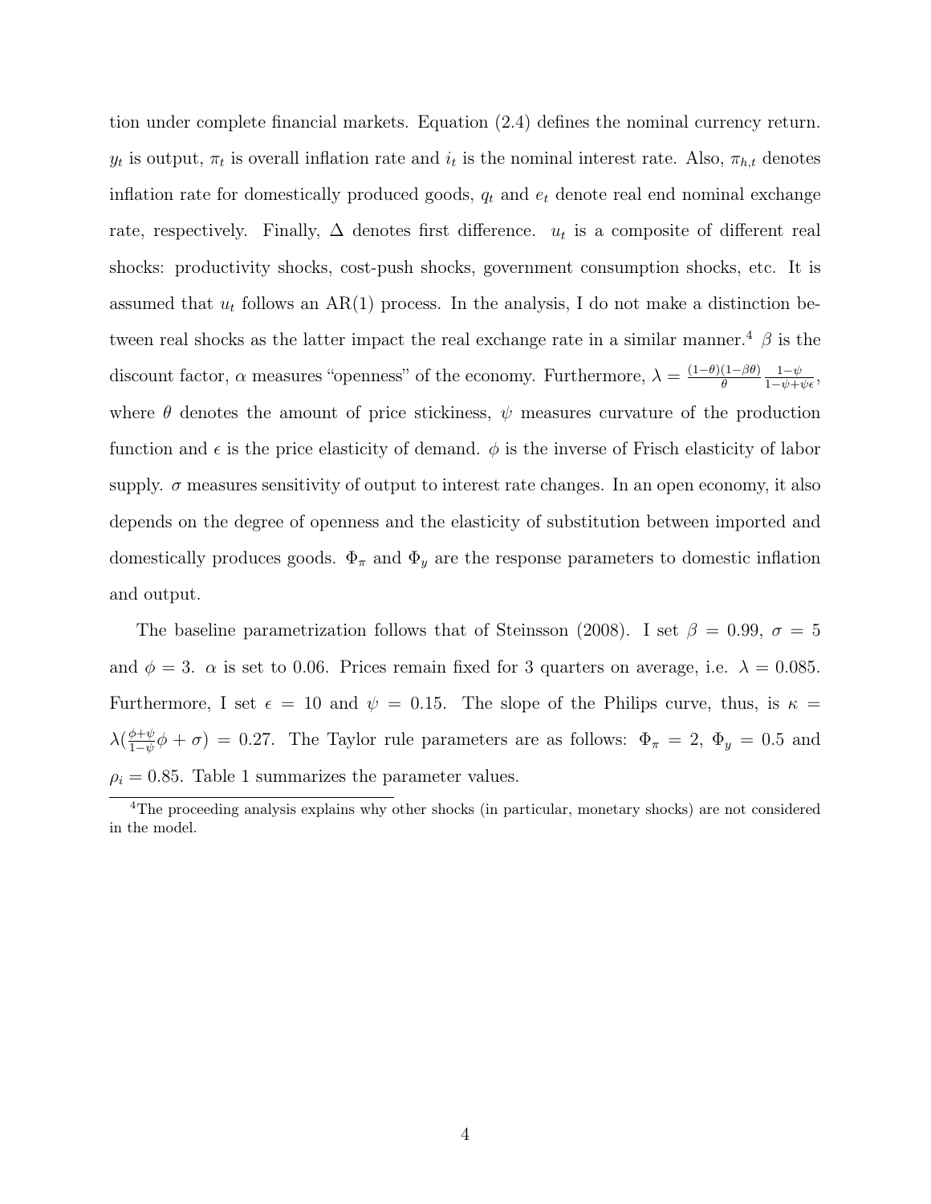tion under complete financial markets. Equation (2.4) defines the nominal currency return. $y_t$ is output, $\pi_t$ is overall inflation rate and $i_t$ is the nominal interest rate. Also, $\pi_{h,t}$ denotes inflation rate for domestically produced goods, $q_t$ and $e_t$ denote real end nominal exchange rate, respectively. Finally, $\Delta$ denotes first difference. $u_t$ is a composite of different real shocks: productivity shocks, cost-push shocks, government consumption shocks, etc. It is assumed that $u_t$ follows an AR(1) process. In the analysis, I do not make a distinction between real shocks as the latter impact the real exchange rate in a similar manner.[4] $\beta$ is the discount factor, $\alpha$ measures "openness" of the economy. Furthermore, $\lambda = \frac{(1-\theta)(1-\beta\theta)}{\theta}\frac{1-\psi}{1-\psi+\psi\epsilon}$, where $\theta$ denotes the amount of price stickiness, $\psi$ measures curvature of the production function and $\epsilon$ is the price elasticity of demand. $\phi$ is the inverse of Frisch elasticity of labor supply. $\sigma$ measures sensitivity of output to interest rate changes. In an open economy, it also depends on the degree of openness and the elasticity of substitution between imported and domestically produces goods. $\Phi_\pi$ and $\Phi_y$ are the response parameters to domestic inflation and output.

The baseline parametrization follows that of Steinsson (2008). I set $\beta = 0.99$, $\sigma = 5$ and $\phi = 3$. $\alpha$ is set to 0.06. Prices remain fixed for 3 quarters on average, i.e. $\lambda = 0.085$. Furthermore, I set $\epsilon = 10$ and $\psi = 0.15$. The slope of the Philips curve, thus, is $\kappa = \lambda(\frac{\phi+\psi}{1-\psi}\phi + \sigma) = 0.27$. The Taylor rule parameters are as follows: $\Phi_\pi = 2$, $\Phi_y = 0.5$ and $\rho_i = 0.85$. Table 1 summarizes the parameter values.

[4] The proceeding analysis explains why other shocks (in particular, monetary shocks) are not considered in the model.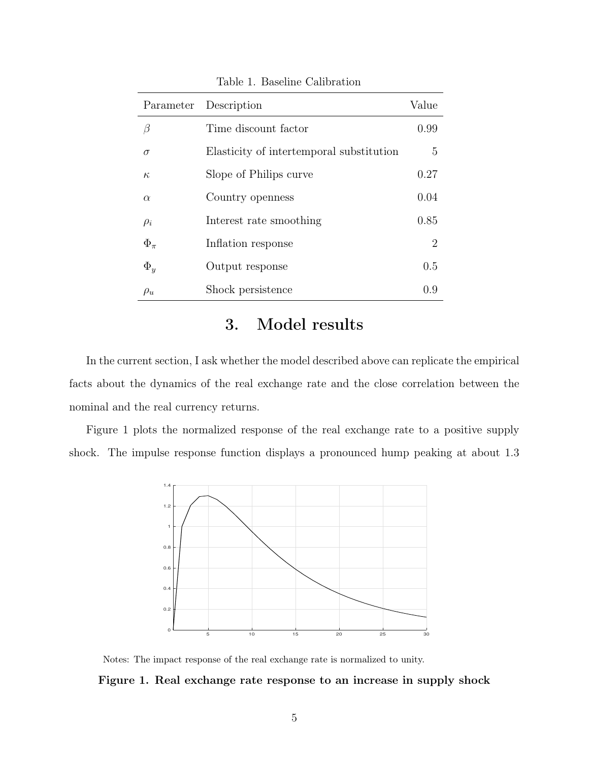Table 1. Baseline Calibration

| Parameter | Description | Value |
|---|---|---|
| $\beta$ | Time discount factor | 0.99 |
| $\sigma$ | Elasticity of intertemporal substitution | 5 |
| $\kappa$ | Slope of Philips curve | 0.27 |
| $\alpha$ | Country openness | 0.04 |
| $\rho_i$ | Interest rate smoothing | 0.85 |
| $\Phi_\pi$ | Inflation response | 2 |
| $\Phi_y$ | Output response | 0.5 |
| $\rho_u$ | Shock persistence | 0.9 |

## 3. Model results

In the current section, I ask whether the model described above can replicate the empirical facts about the dynamics of the real exchange rate and the close correlation between the nominal and the real currency returns.

Figure 1 plots the normalized response of the real exchange rate to a positive supply shock. The impulse response function displays a pronounced hump peaking at about 1.3

Notes: The impact response of the real exchange rate is normalized to unity.

**Figure 1. Real exchange rate response to an increase in supply shock**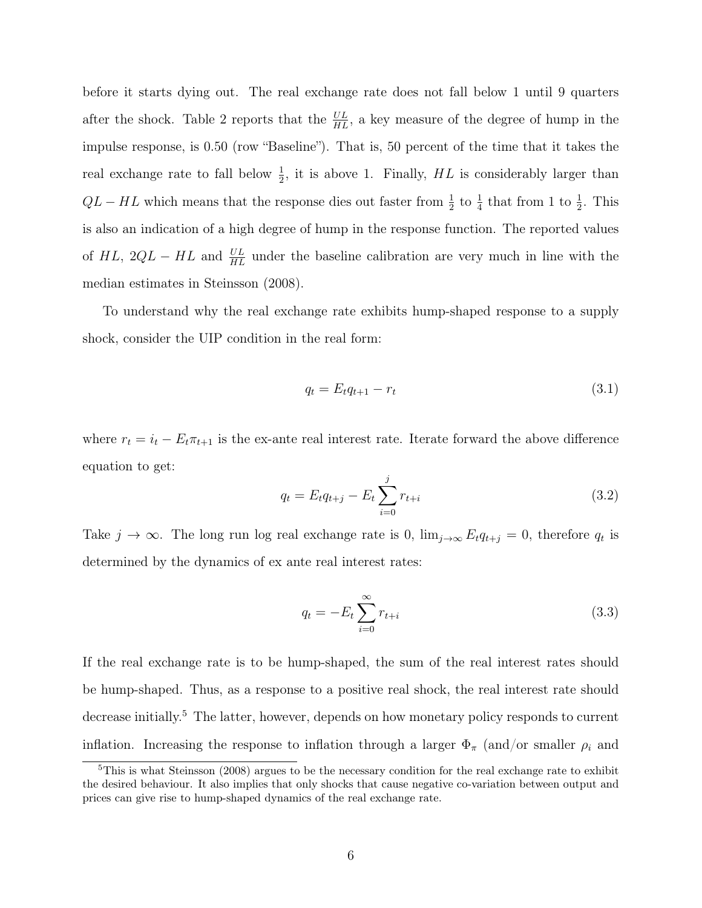before it starts dying out. The real exchange rate does not fall below 1 until 9 quarters after the shock. Table 2 reports that the $\frac{UL}{HL}$, a key measure of the degree of hump in the impulse response, is 0.50 (row "Baseline"). That is, 50 percent of the time that it takes the real exchange rate to fall below $\frac{1}{2}$, it is above 1. Finally, $HL$ is considerably larger than $QL - HL$ which means that the response dies out faster from $\frac{1}{2}$ to $\frac{1}{4}$ that from 1 to $\frac{1}{2}$. This is also an indication of a high degree of hump in the response function. The reported values of $HL$, $2QL - HL$ and $\frac{UL}{HL}$ under the baseline calibration are very much in line with the median estimates in Steinsson (2008).

To understand why the real exchange rate exhibits hump-shaped response to a supply shock, consider the UIP condition in the real form:

$$q_t = E_t q_{t+1} - r_t \tag{3.1}$$

where $r_t = i_t - E_t \pi_{t+1}$ is the ex-ante real interest rate. Iterate forward the above difference equation to get:

$$q_t = E_t q_{t+j} - E_t \sum_{i=0}^{j} r_{t+i} \tag{3.2}$$

Take $j \to \infty$. The long run log real exchange rate is 0, $\lim_{j\to\infty} E_t q_{t+j} = 0$, therefore $q_t$ is determined by the dynamics of ex ante real interest rates:

$$q_t = -E_t \sum_{i=0}^{\infty} r_{t+i} \tag{3.3}$$

If the real exchange rate is to be hump-shaped, the sum of the real interest rates should be hump-shaped. Thus, as a response to a positive real shock, the real interest rate should decrease initially.[5] The latter, however, depends on how monetary policy responds to current inflation. Increasing the response to inflation through a larger $\Phi_\pi$ (and/or smaller $\rho_i$ and

[5] This is what Steinsson (2008) argues to be the necessary condition for the real exchange rate to exhibit the desired behaviour. It also implies that only shocks that cause negative co-variation between output and prices can give rise to hump-shaped dynamics of the real exchange rate.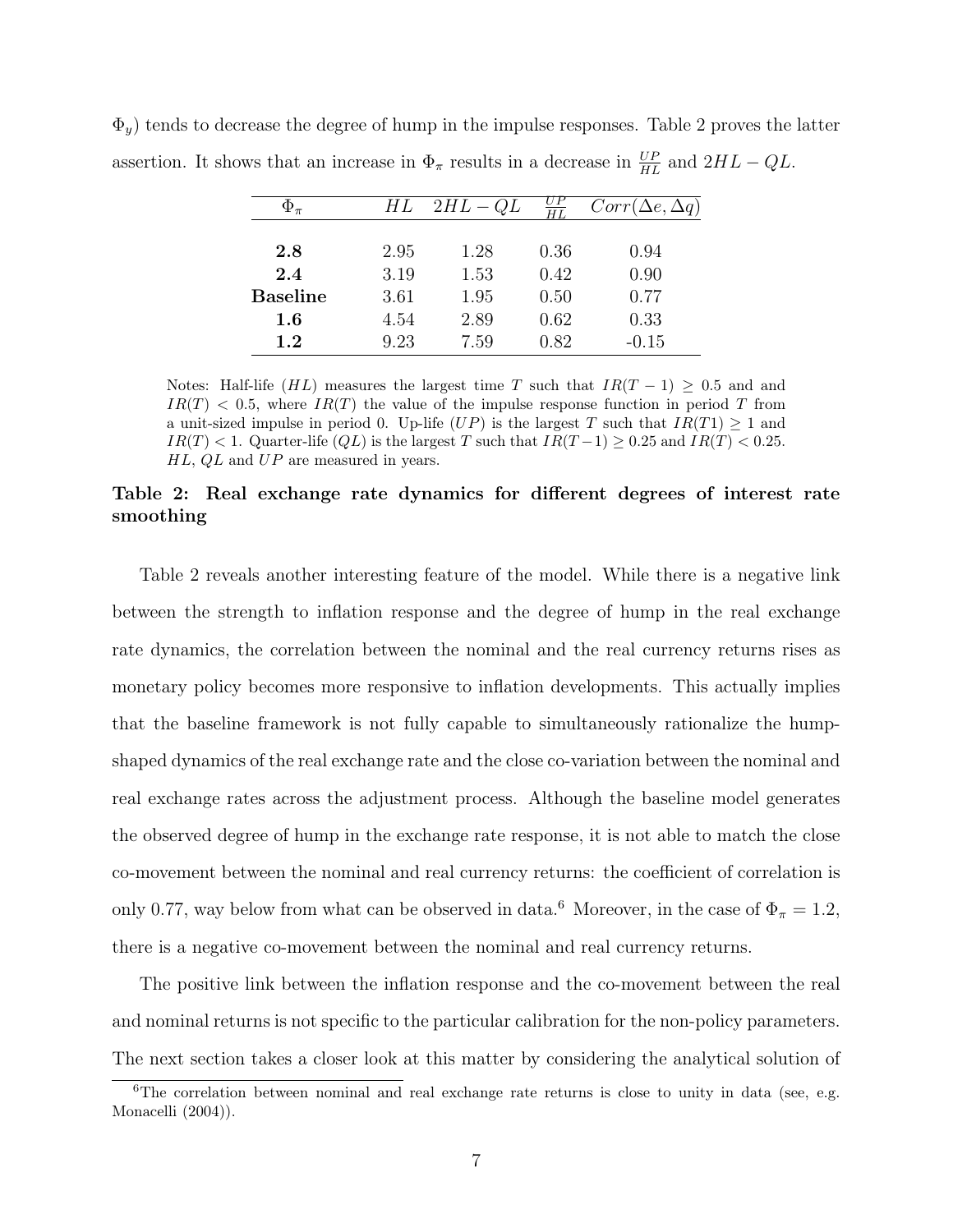$\Phi_y$) tends to decrease the degree of hump in the impulse responses. Table 2 proves the latter assertion. It shows that an increase in $\Phi_\pi$ results in a decrease in $\frac{UP}{HL}$ and $2HL - QL$.

| $\Phi_\pi$ | $HL$ | $2HL - QL$ | $\frac{UP}{HL}$ | $Corr(\Delta e, \Delta q)$ |
|---|---|---|---|---|
| **2.8** | 2.95 | 1.28 | 0.36 | 0.94 |
| **2.4** | 3.19 | 1.53 | 0.42 | 0.90 |
| **Baseline** | 3.61 | 1.95 | 0.50 | 0.77 |
| **1.6** | 4.54 | 2.89 | 0.62 | 0.33 |
| **1.2** | 9.23 | 7.59 | 0.82 | -0.15 |

Notes: Half-life ($HL$) measures the largest time $T$ such that $IR(T-1) \geq 0.5$ and and $IR(T) < 0.5$, where $IR(T)$ the value of the impulse response function in period $T$ from a unit-sized impulse in period 0. Up-life ($UP$) is the largest $T$ such that $IR(T1) \geq 1$ and $IR(T) < 1$. Quarter-life ($QL$) is the largest $T$ such that $IR(T-1) \geq 0.25$ and $IR(T) < 0.25$. $HL$, $QL$ and $UP$ are measured in years.

**Table 2: Real exchange rate dynamics for different degrees of interest rate smoothing**

Table 2 reveals another interesting feature of the model. While there is a negative link between the strength to inflation response and the degree of hump in the real exchange rate dynamics, the correlation between the nominal and the real currency returns rises as monetary policy becomes more responsive to inflation developments. This actually implies that the baseline framework is not fully capable to simultaneously rationalize the hump-shaped dynamics of the real exchange rate and the close co-variation between the nominal and real exchange rates across the adjustment process. Although the baseline model generates the observed degree of hump in the exchange rate response, it is not able to match the close co-movement between the nominal and real currency returns: the coefficient of correlation is only 0.77, way below from what can be observed in data.[6] Moreover, in the case of $\Phi_\pi = 1.2$, there is a negative co-movement between the nominal and real currency returns.

The positive link between the inflation response and the co-movement between the real and nominal returns is not specific to the particular calibration for the non-policy parameters. The next section takes a closer look at this matter by considering the analytical solution of

[6] The correlation between nominal and real exchange rate returns is close to unity in data (see, e.g. Monacelli (2004)).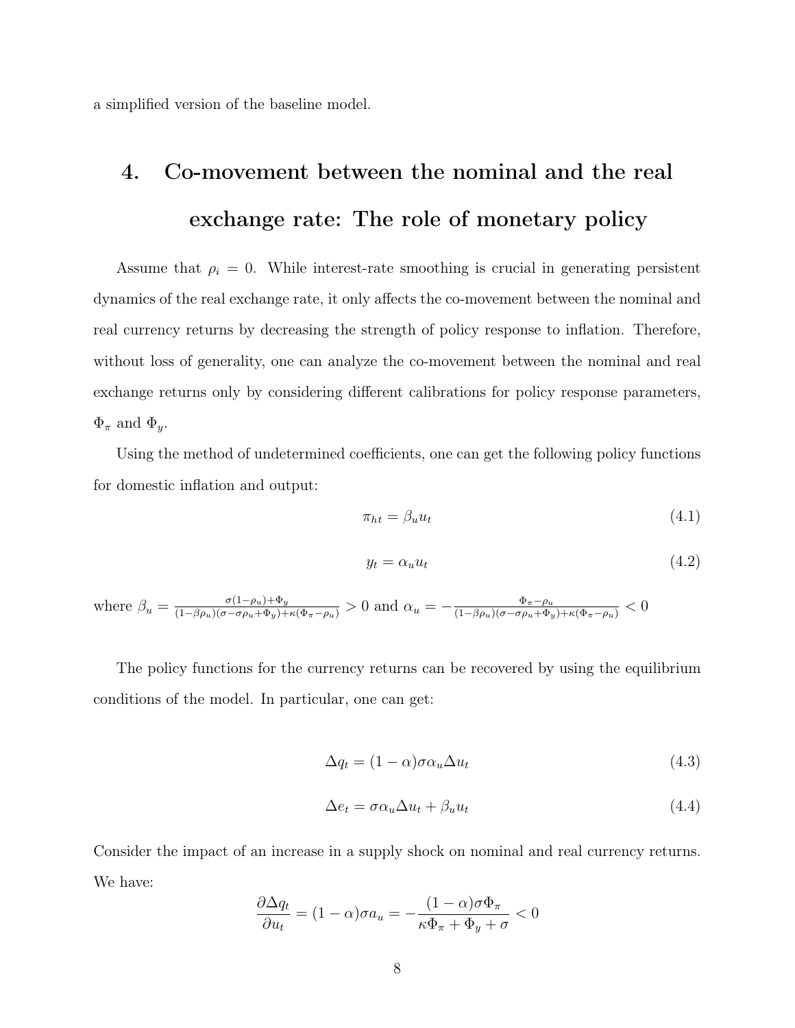a simplified version of the baseline model.

# 4. Co-movement between the nominal and the real exchange rate: The role of monetary policy

Assume that $\rho_i = 0$. While interest-rate smoothing is crucial in generating persistent dynamics of the real exchange rate, it only affects the co-movement between the nominal and real currency returns by decreasing the strength of policy response to inflation. Therefore, without loss of generality, one can analyze the co-movement between the nominal and real exchange returns only by considering different calibrations for policy response parameters, $\Phi_\pi$ and $\Phi_y$.

Using the method of undetermined coefficients, one can get the following policy functions for domestic inflation and output:

$$\pi_{ht} = \beta_u u_t \tag{4.1}$$

$$y_t = \alpha_u u_t \tag{4.2}$$

where $\beta_u = \frac{\sigma(1-\rho_u)+\Phi_y}{(1-\beta\rho_u)(\sigma-\sigma\rho_u+\Phi_y)+\kappa(\Phi_\pi-\rho_u)} > 0$ and $\alpha_u = -\frac{\Phi_\pi-\rho_u}{(1-\beta\rho_u)(\sigma-\sigma\rho_u+\Phi_y)+\kappa(\Phi_\pi-\rho_u)} < 0$

The policy functions for the currency returns can be recovered by using the equilibrium conditions of the model. In particular, one can get:

$$\Delta q_t = (1-\alpha)\sigma\alpha_u \Delta u_t \tag{4.3}$$

$$\Delta e_t = \sigma\alpha_u \Delta u_t + \beta_u u_t \tag{4.4}$$

Consider the impact of an increase in a supply shock on nominal and real currency returns. We have:

$$\frac{\partial \Delta q_t}{\partial u_t} = (1-\alpha)\sigma a_u = -\frac{(1-\alpha)\sigma\Phi_\pi}{\kappa\Phi_\pi + \Phi_y + \sigma} < 0$$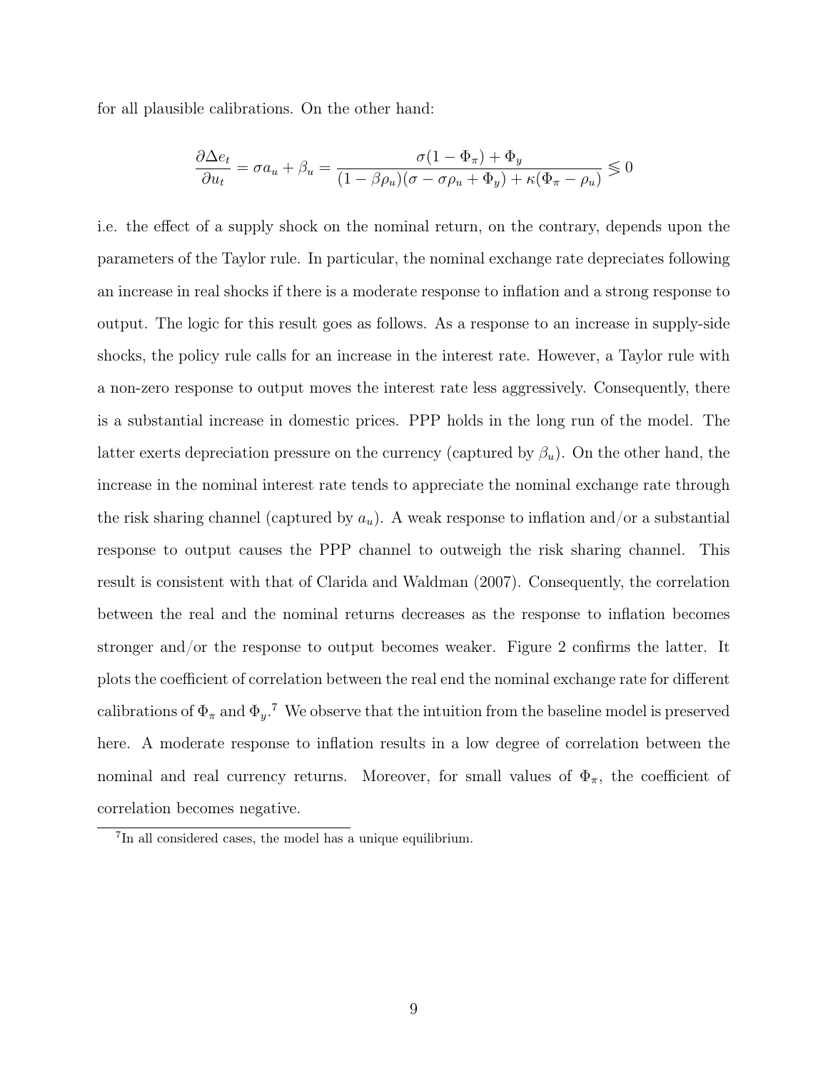for all plausible calibrations. On the other hand:

$$\frac{\partial \Delta e_t}{\partial u_t} = \sigma a_u + \beta_u = \frac{\sigma(1-\Phi_\pi) + \Phi_y}{(1-\beta\rho_u)(\sigma - \sigma\rho_u + \Phi_y) + \kappa(\Phi_\pi - \rho_u)} \lesseqgtr 0$$

i.e. the effect of a supply shock on the nominal return, on the contrary, depends upon the parameters of the Taylor rule. In particular, the nominal exchange rate depreciates following an increase in real shocks if there is a moderate response to inflation and a strong response to output. The logic for this result goes as follows. As a response to an increase in supply-side shocks, the policy rule calls for an increase in the interest rate. However, a Taylor rule with a non-zero response to output moves the interest rate less aggressively. Consequently, there is a substantial increase in domestic prices. PPP holds in the long run of the model. The latter exerts depreciation pressure on the currency (captured by $\beta_u$). On the other hand, the increase in the nominal interest rate tends to appreciate the nominal exchange rate through the risk sharing channel (captured by $a_u$). A weak response to inflation and/or a substantial response to output causes the PPP channel to outweigh the risk sharing channel. This result is consistent with that of Clarida and Waldman (2007). Consequently, the correlation between the real and the nominal returns decreases as the response to inflation becomes stronger and/or the response to output becomes weaker. Figure 2 confirms the latter. It plots the coefficient of correlation between the real end the nominal exchange rate for different calibrations of $\Phi_\pi$ and $\Phi_y$.[7] We observe that the intuition from the baseline model is preserved here. A moderate response to inflation results in a low degree of correlation between the nominal and real currency returns. Moreover, for small values of $\Phi_\pi$, the coefficient of correlation becomes negative.

[7] In all considered cases, the model has a unique equilibrium.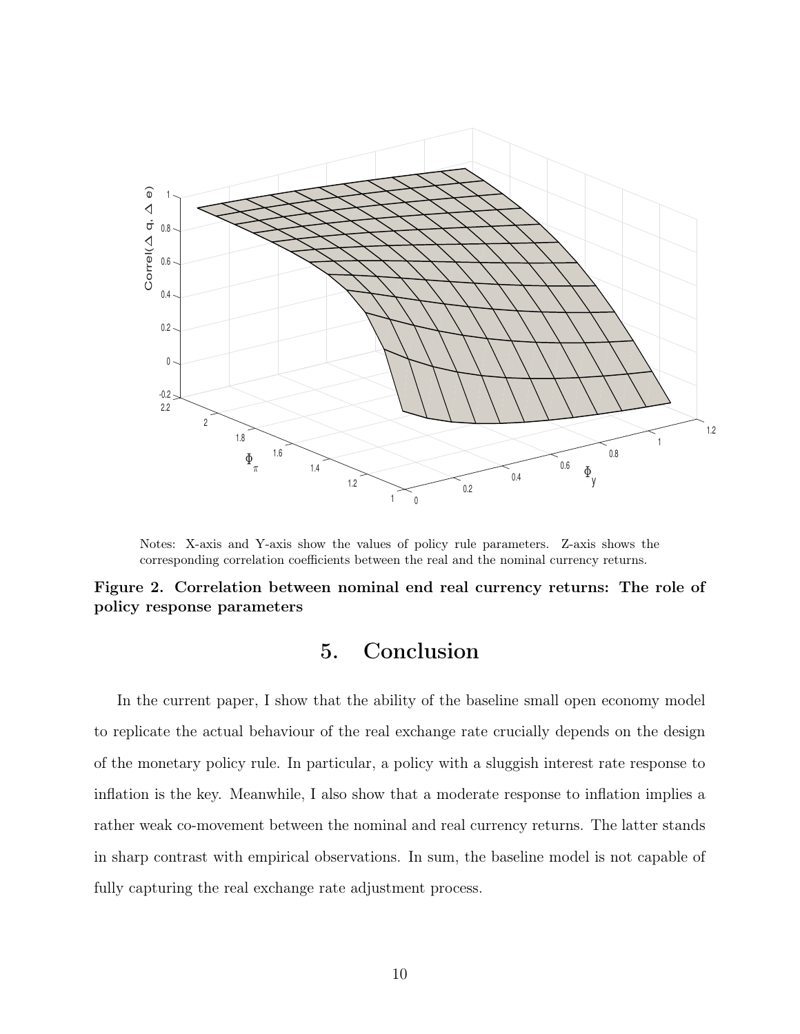Notes: X-axis and Y-axis show the values of policy rule parameters. Z-axis shows the corresponding correlation coefficients between the real and the nominal currency returns.

**Figure 2. Correlation between nominal end real currency returns: The role of policy response parameters**

# 5. Conclusion

In the current paper, I show that the ability of the baseline small open economy model to replicate the actual behaviour of the real exchange rate crucially depends on the design of the monetary policy rule. In particular, a policy with a sluggish interest rate response to inflation is the key. Meanwhile, I also show that a moderate response to inflation implies a rather weak co-movement between the nominal and real currency returns. The latter stands in sharp contrast with empirical observations. In sum, the baseline model is not capable of fully capturing the real exchange rate adjustment process.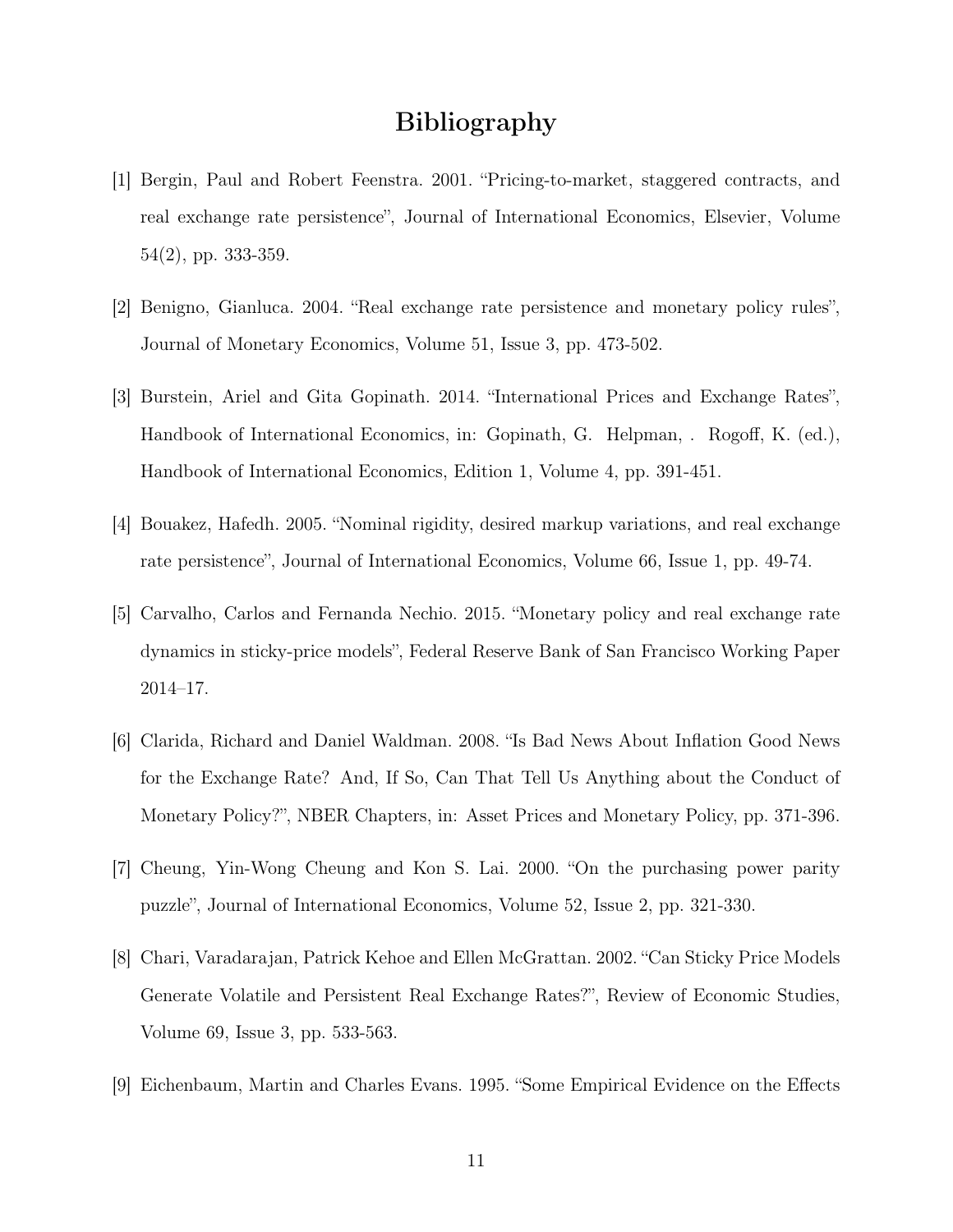# Bibliography

[1] Bergin, Paul and Robert Feenstra. 2001. "Pricing-to-market, staggered contracts, and real exchange rate persistence", Journal of International Economics, Elsevier, Volume 54(2), pp. 333-359.

[2] Benigno, Gianluca. 2004. "Real exchange rate persistence and monetary policy rules", Journal of Monetary Economics, Volume 51, Issue 3, pp. 473-502.

[3] Burstein, Ariel and Gita Gopinath. 2014. "International Prices and Exchange Rates", Handbook of International Economics, in: Gopinath, G. Helpman, . Rogoff, K. (ed.), Handbook of International Economics, Edition 1, Volume 4, pp. 391-451.

[4] Bouakez, Hafedh. 2005. "Nominal rigidity, desired markup variations, and real exchange rate persistence", Journal of International Economics, Volume 66, Issue 1, pp. 49-74.

[5] Carvalho, Carlos and Fernanda Nechio. 2015. "Monetary policy and real exchange rate dynamics in sticky-price models", Federal Reserve Bank of San Francisco Working Paper 2014–17.

[6] Clarida, Richard and Daniel Waldman. 2008. "Is Bad News About Inflation Good News for the Exchange Rate? And, If So, Can That Tell Us Anything about the Conduct of Monetary Policy?", NBER Chapters, in: Asset Prices and Monetary Policy, pp. 371-396.

[7] Cheung, Yin-Wong Cheung and Kon S. Lai. 2000. "On the purchasing power parity puzzle", Journal of International Economics, Volume 52, Issue 2, pp. 321-330.

[8] Chari, Varadarajan, Patrick Kehoe and Ellen McGrattan. 2002. "Can Sticky Price Models Generate Volatile and Persistent Real Exchange Rates?", Review of Economic Studies, Volume 69, Issue 3, pp. 533-563.

[9] Eichenbaum, Martin and Charles Evans. 1995. "Some Empirical Evidence on the Effects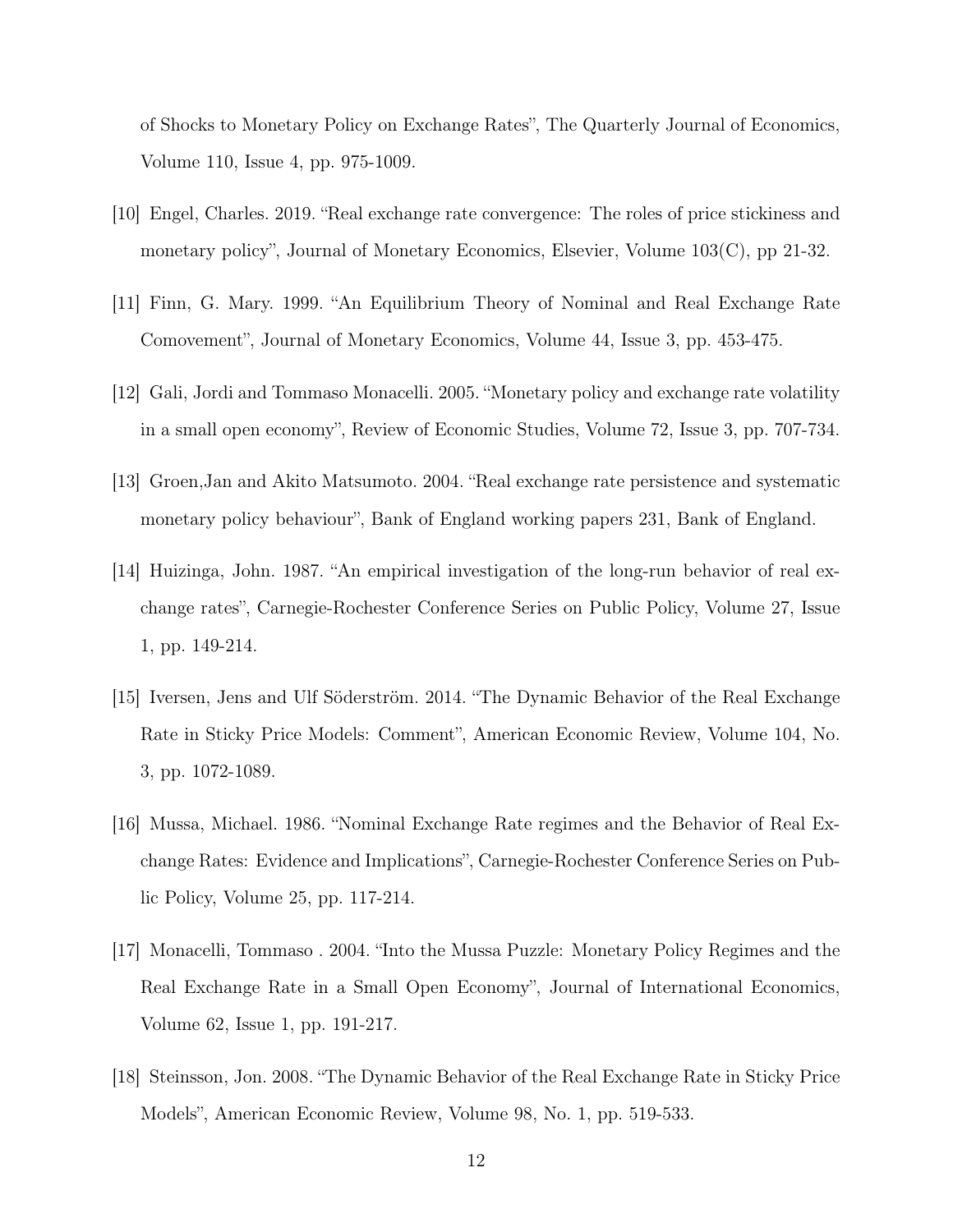of Shocks to Monetary Policy on Exchange Rates", The Quarterly Journal of Economics, Volume 110, Issue 4, pp. 975-1009.

[10] Engel, Charles. 2019. "Real exchange rate convergence: The roles of price stickiness and monetary policy", Journal of Monetary Economics, Elsevier, Volume 103(C), pp 21-32.

[11] Finn, G. Mary. 1999. "An Equilibrium Theory of Nominal and Real Exchange Rate Comovement", Journal of Monetary Economics, Volume 44, Issue 3, pp. 453-475.

[12] Gali, Jordi and Tommaso Monacelli. 2005. "Monetary policy and exchange rate volatility in a small open economy", Review of Economic Studies, Volume 72, Issue 3, pp. 707-734.

[13] Groen,Jan and Akito Matsumoto. 2004. "Real exchange rate persistence and systematic monetary policy behaviour", Bank of England working papers 231, Bank of England.

[14] Huizinga, John. 1987. "An empirical investigation of the long-run behavior of real exchange rates", Carnegie-Rochester Conference Series on Public Policy, Volume 27, Issue 1, pp. 149-214.

[15] Iversen, Jens and Ulf Söderström. 2014. "The Dynamic Behavior of the Real Exchange Rate in Sticky Price Models: Comment", American Economic Review, Volume 104, No. 3, pp. 1072-1089.

[16] Mussa, Michael. 1986. "Nominal Exchange Rate regimes and the Behavior of Real Exchange Rates: Evidence and Implications", Carnegie-Rochester Conference Series on Public Policy, Volume 25, pp. 117-214.

[17] Monacelli, Tommaso . 2004. "Into the Mussa Puzzle: Monetary Policy Regimes and the Real Exchange Rate in a Small Open Economy", Journal of International Economics, Volume 62, Issue 1, pp. 191-217.

[18] Steinsson, Jon. 2008. "The Dynamic Behavior of the Real Exchange Rate in Sticky Price Models", American Economic Review, Volume 98, No. 1, pp. 519-533.